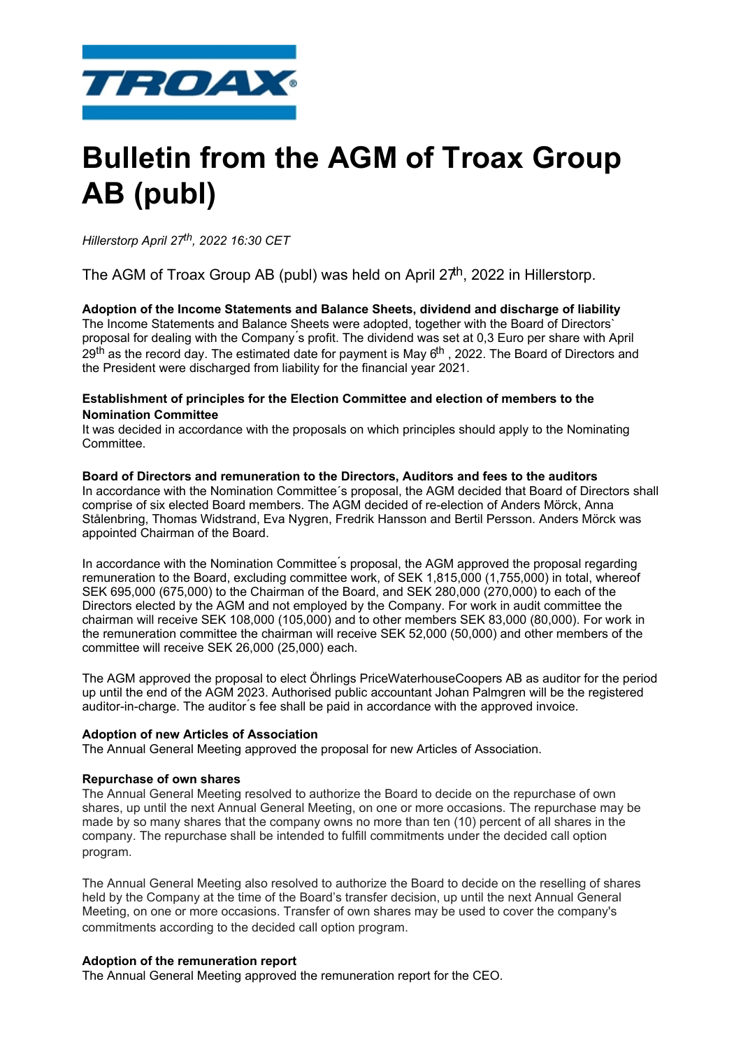# Bulletin from the AGM of Troax Group AB (publ)

*Hillerstorp April 27th, 2022 16:30 CET*

The AGM of Troax Group AB (publ) was held on April 27th, 2022 in Hillerstorp.

**Adoption of the Income Statements and Balance Sheets, dividend and discharge of liability**
The Income Statements and Balance Sheets were adopted, together with the Board of Directors` proposal for dealing with the Company´s profit. The dividend was set at 0,3 Euro per share with April 29th as the record day. The estimated date for payment is May 6th , 2022. The Board of Directors and the President were discharged from liability for the financial year 2021.

**Establishment of principles for the Election Committee and election of members to the Nomination Committee**
It was decided in accordance with the proposals on which principles should apply to the Nominating Committee.

**Board of Directors and remuneration to the Directors, Auditors and fees to the auditors**
In accordance with the Nomination Committee´s proposal, the AGM decided that Board of Directors shall comprise of six elected Board members. The AGM decided of re-election of Anders Mörck, Anna Stålenbring, Thomas Widstrand, Eva Nygren, Fredrik Hansson and Bertil Persson. Anders Mörck was appointed Chairman of the Board.

In accordance with the Nomination Committee´s proposal, the AGM approved the proposal regarding remuneration to the Board, excluding committee work, of SEK 1,815,000 (1,755,000) in total, whereof SEK 695,000 (675,000) to the Chairman of the Board, and SEK 280,000 (270,000) to each of the Directors elected by the AGM and not employed by the Company. For work in audit committee the chairman will receive SEK 108,000 (105,000) and to other members SEK 83,000 (80,000). For work in the remuneration committee the chairman will receive SEK 52,000 (50,000) and other members of the committee will receive SEK 26,000 (25,000) each.

The AGM approved the proposal to elect Öhrlings PriceWaterhouseCoopers AB as auditor for the period up until the end of the AGM 2023. Authorised public accountant Johan Palmgren will be the registered auditor-in-charge. The auditor´s fee shall be paid in accordance with the approved invoice.

**Adoption of new Articles of Association**
The Annual General Meeting approved the proposal for new Articles of Association.

**Repurchase of own shares**
The Annual General Meeting resolved to authorize the Board to decide on the repurchase of own shares, up until the next Annual General Meeting, on one or more occasions. The repurchase may be made by so many shares that the company owns no more than ten (10) percent of all shares in the company. The repurchase shall be intended to fulfill commitments under the decided call option program.

The Annual General Meeting also resolved to authorize the Board to decide on the reselling of shares held by the Company at the time of the Board's transfer decision, up until the next Annual General Meeting, on one or more occasions. Transfer of own shares may be used to cover the company's commitments according to the decided call option program.

**Adoption of the remuneration report**
The Annual General Meeting approved the remuneration report for the CEO.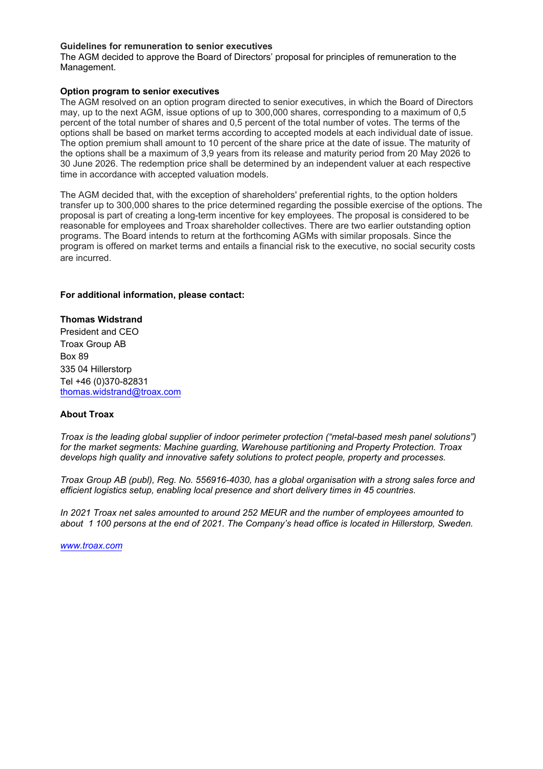**Guidelines for remuneration to senior executives**

The AGM decided to approve the Board of Directors' proposal for principles of remuneration to the Management.

**Option program to senior executives**

The AGM resolved on an option program directed to senior executives, in which the Board of Directors may, up to the next AGM, issue options of up to 300,000 shares, corresponding to a maximum of 0,5 percent of the total number of shares and 0,5 percent of the total number of votes. The terms of the options shall be based on market terms according to accepted models at each individual date of issue. The option premium shall amount to 10 percent of the share price at the date of issue. The maturity of the options shall be a maximum of 3,9 years from its release and maturity period from 20 May 2026 to 30 June 2026. The redemption price shall be determined by an independent valuer at each respective time in accordance with accepted valuation models.

The AGM decided that, with the exception of shareholders' preferential rights, to the option holders transfer up to 300,000 shares to the price determined regarding the possible exercise of the options. The proposal is part of creating a long-term incentive for key employees. The proposal is considered to be reasonable for employees and Troax shareholder collectives. There are two earlier outstanding option programs. The Board intends to return at the forthcoming AGMs with similar proposals. Since the program is offered on market terms and entails a financial risk to the executive, no social security costs are incurred.

**For additional information, please contact:**

**Thomas Widstrand**
President and CEO
Troax Group AB
Box 89
335 04 Hillerstorp
Tel +46 (0)370-82831
thomas.widstrand@troax.com

**About Troax**

*Troax is the leading global supplier of indoor perimeter protection ("metal-based mesh panel solutions") for the market segments: Machine guarding, Warehouse partitioning and Property Protection. Troax develops high quality and innovative safety solutions to protect people, property and processes.*

*Troax Group AB (publ), Reg. No. 556916-4030, has a global organisation with a strong sales force and efficient logistics setup, enabling local presence and short delivery times in 45 countries.*

*In 2021 Troax net sales amounted to around 252 MEUR and the number of employees amounted to about 1 100 persons at the end of 2021. The Company's head office is located in Hillerstorp, Sweden.*

*www.troax.com*